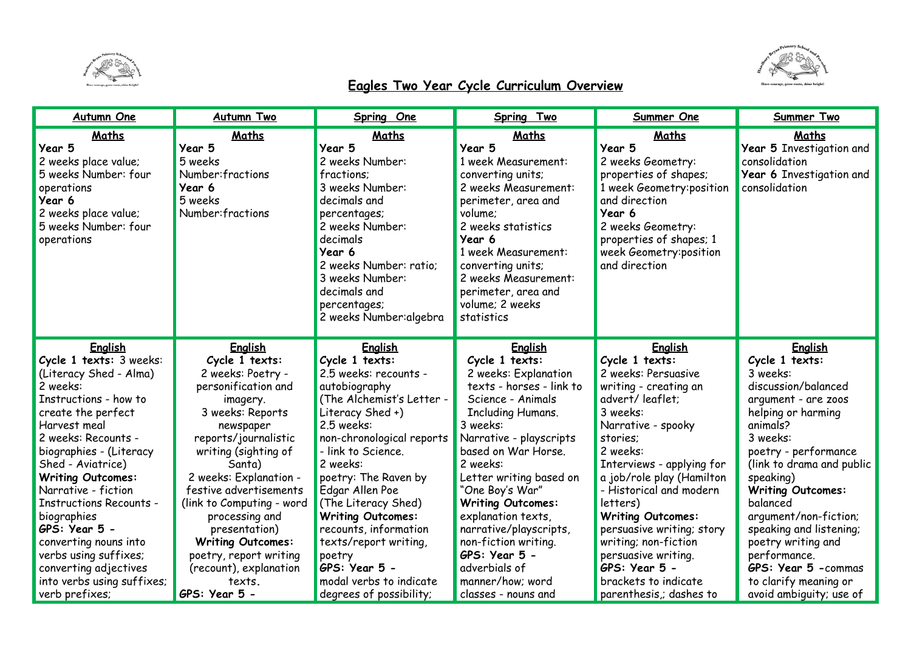# Eagles Two Year Cycle Curriculum Overview

| Autumn One | Autumn Two | Spring One | Spring Two | Summer One | Summer Two |
|---|---|---|---|---|---|
| **Maths**<br>**Year 5**<br>2 weeks place value;<br>5 weeks Number: four operations<br>**Year 6**<br>2 weeks place value;<br>5 weeks Number: four operations | **Maths**<br>**Year 5**<br>5 weeks Number:fractions<br>**Year 6**<br>5 weeks Number:fractions | **Maths**<br>**Year 5**<br>2 weeks Number: fractions;<br>3 weeks Number: decimals and percentages;<br>2 weeks Number: decimals<br>**Year 6**<br>2 weeks Number: ratio;<br>3 weeks Number: decimals and percentages;<br>2 weeks Number:algebra | **Maths**<br>**Year 5**<br>1 week Measurement: converting units;<br>2 weeks Measurement: perimeter, area and volume;<br>2 weeks statistics<br>**Year 6**<br>1 week Measurement: converting units;<br>2 weeks Measurement: perimeter, area and volume; 2 weeks statistics | **Maths**<br>**Year 5**<br>2 weeks Geometry: properties of shapes;<br>1 week Geometry:position and direction<br>**Year 6**<br>2 weeks Geometry: properties of shapes; 1 week Geometry:position and direction | **Maths**<br>**Year 5** Investigation and consolidation<br>**Year 6** Investigation and consolidation |
| **English**<br>**Cycle 1 texts:** 3 weeks: (Literacy Shed - Alma)<br>2 weeks:<br>Instructions - how to create the perfect Harvest meal<br>2 weeks: Recounts - biographies - (Literacy Shed - Aviatrice)<br>**Writing Outcomes:**<br>Narrative - fiction<br>Instructions Recounts - biographies<br>**GPS: Year 5 -**<br>converting nouns into verbs using suffixes; converting adjectives into verbs using suffixes; verb prefixes; | **English**<br>**Cycle 1 texts:**<br>2 weeks: Poetry - personification and imagery.<br>3 weeks: Reports newspaper reports/journalistic writing (sighting of Santa)<br>2 weeks: Explanation - festive advertisements (link to Computing - word processing and presentation)<br>**Writing Outcomes:**<br>poetry, report writing (recount), explanation texts.<br>**GPS: Year 5 -** | **English**<br>**Cycle 1 texts:**<br>2.5 weeks: recounts - autobiography<br>(The Alchemist's Letter - Literacy Shed +)<br>2.5 weeks:<br>non-chronological reports - link to Science.<br>2 weeks:<br>poetry: The Raven by Edgar Allen Poe<br>(The Literacy Shed)<br>**Writing Outcomes:**<br>recounts, information texts/report writing, poetry<br>**GPS: Year 5 -**<br>modal verbs to indicate degrees of possibility; | **English**<br>**Cycle 1 texts:**<br>2 weeks: Explanation texts - horses - link to Science - Animals Including Humans.<br>3 weeks:<br>Narrative - playscripts based on War Horse.<br>2 weeks:<br>Letter writing based on "One Boy's War"<br>**Writing Outcomes:**<br>explanation texts, narrative/playscripts, non-fiction writing.<br>**GPS: Year 5 -**<br>adverbials of manner/how; word classes - nouns and | **English**<br>**Cycle 1 texts:**<br>2 weeks: Persuasive writing - creating an advert/ leaflet;<br>3 weeks:<br>Narrative - spooky stories;<br>2 weeks:<br>Interviews - applying for a job/role play (Hamilton - Historical and modern letters)<br>**Writing Outcomes:**<br>persuasive writing; story writing; non-fiction persuasive writing.<br>**GPS: Year 5 -**<br>brackets to indicate parenthesis,; dashes to | **English**<br>**Cycle 1 texts:**<br>3 weeks:<br>discussion/balanced argument - are zoos helping or harming animals?<br>3 weeks:<br>poetry - performance (link to drama and public speaking)<br>**Writing Outcomes:**<br>balanced argument/non-fiction; speaking and listening; poetry writing and performance.<br>**GPS: Year 5 -**commas to clarify meaning or avoid ambiguity; use of |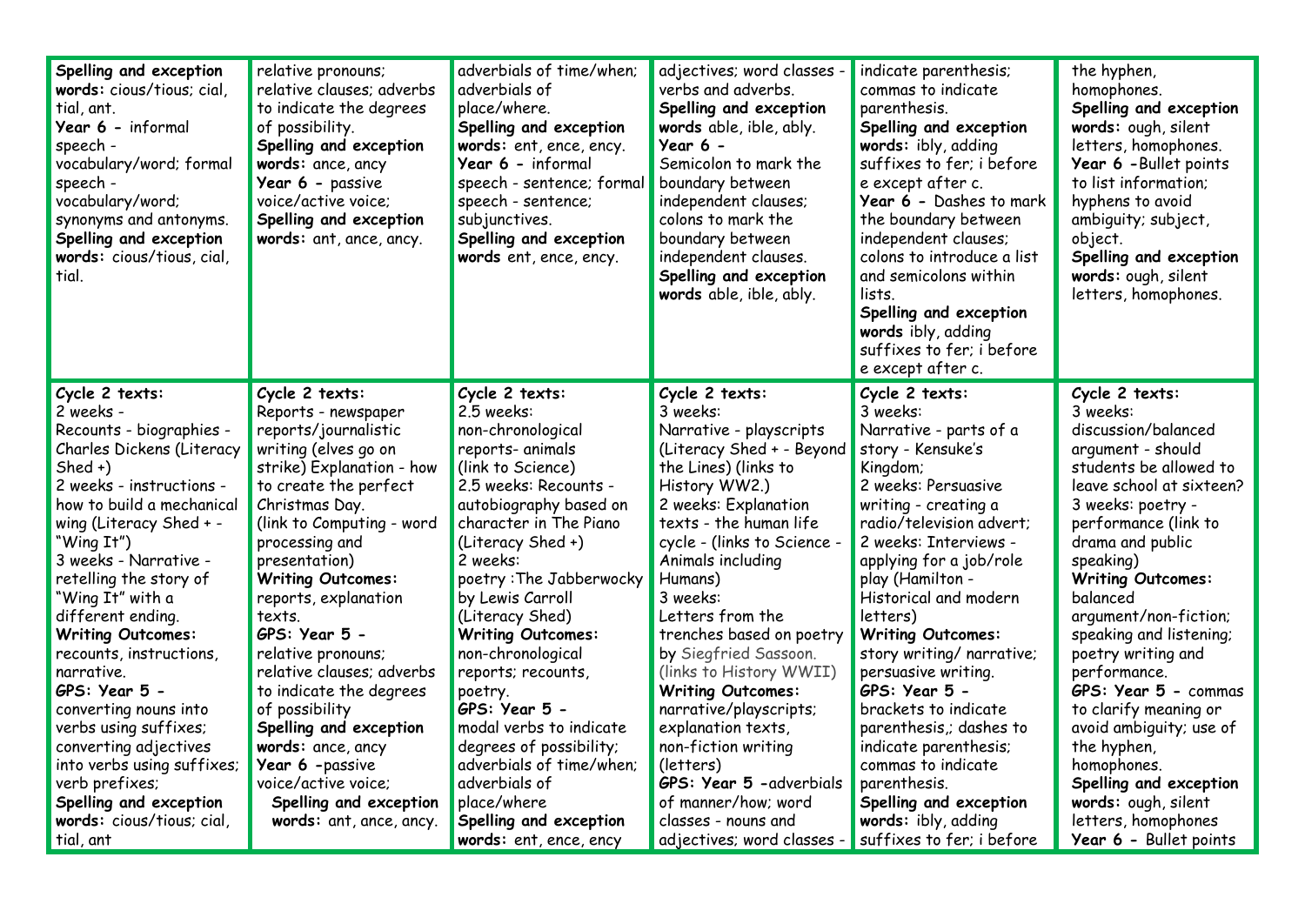| | | | | | |
|---|---|---|---|---|---|
| **Spelling and exception words:** cious/tious; cial, tial, ant. **Year 6 -** informal speech - vocabulary/word; formal speech - vocabulary/word; synonyms and antonyms. **Spelling and exception words:** cious/tious, cial, tial. | relative pronouns; relative clauses; adverbs to indicate the degrees of possibility. **Spelling and exception words:** ance, ancy **Year 6 -** passive voice/active voice; **Spelling and exception words:** ant, ance, ancy. | adverbials of time/when; adverbials of place/where. **Spelling and exception words:** ent, ence, ency. **Year 6 -** informal speech - sentence; formal speech - sentence; subjunctives. **Spelling and exception words** ent, ence, ency. | adjectives; word classes - verbs and adverbs. **Spelling and exception words** able, ible, ably. **Year 6 -** Semicolon to mark the boundary between independent clauses; colons to mark the boundary between independent clauses. **Spelling and exception words** able, ible, ably. | indicate parenthesis; commas to indicate parenthesis. **Spelling and exception words:** ibly, adding suffixes to fer; i before e except after c. **Year 6 -** Dashes to mark the boundary between independent clauses; colons to introduce a list and semicolons within lists. **Spelling and exception words** ibly, adding suffixes to fer; i before e except after c. | the hyphen, homophones. **Spelling and exception words:** ough, silent letters, homophones. **Year 6 -**Bullet points to list information; hyphens to avoid ambiguity; subject, object. **Spelling and exception words:** ough, silent letters, homophones. |
| **Cycle 2 texts:** 2 weeks - Recounts - biographies - Charles Dickens (Literacy Shed +) 2 weeks - instructions - how to build a mechanical wing (Literacy Shed + - "Wing It") 3 weeks - Narrative - retelling the story of "Wing It" with a different ending. **Writing Outcomes:** recounts, instructions, narrative. **GPS: Year 5 -** converting nouns into verbs using suffixes; converting adjectives into verbs using suffixes; verb prefixes; **Spelling and exception words:** cious/tious; cial, tial, ant | **Cycle 2 texts:** Reports - newspaper reports/journalistic writing (elves go on strike) Explanation - how to create the perfect Christmas Day. (link to Computing - word processing and presentation) **Writing Outcomes:** reports, explanation texts. **GPS: Year 5 -** relative pronouns; relative clauses; adverbs to indicate the degrees of possibility **Spelling and exception words:** ance, ancy **Year 6 -**passive voice/active voice; **Spelling and exception words:** ant, ance, ancy. | **Cycle 2 texts:** 2.5 weeks: non-chronological reports- animals (link to Science) 2.5 weeks: Recounts - autobiography based on character in The Piano (Literacy Shed +) 2 weeks: poetry :The Jabberwocky by Lewis Carroll (Literacy Shed) **Writing Outcomes:** non-chronological reports; recounts, poetry. **GPS: Year 5 -** modal verbs to indicate degrees of possibility; adverbials of time/when; adverbials of place/where **Spelling and exception words:** ent, ence, ency | **Cycle 2 texts:** 3 weeks: Narrative - playscripts (Literacy Shed + - Beyond the Lines) (links to History WW2.) 2 weeks: Explanation texts - the human life cycle - (links to Science - Animals including Humans) 3 weeks: Letters from the trenches based on poetry by Siegfried Sassoon. (links to History WWII) **Writing Outcomes:** narrative/playscripts; explanation texts, non-fiction writing (letters) **GPS: Year 5 -**adverbials of manner/how; word classes - nouns and adjectives; word classes - | **Cycle 2 texts:** 3 weeks: Narrative - parts of a story - Kensuke's Kingdom; 2 weeks: Persuasive writing - creating a radio/television advert; 2 weeks: Interviews - applying for a job/role play (Hamilton - Historical and modern letters) **Writing Outcomes:** story writing/ narrative; persuasive writing. **GPS: Year 5 -** brackets to indicate parenthesis,; dashes to indicate parenthesis; commas to indicate parenthesis. **Spelling and exception words:** ibly, adding suffixes to fer; i before | **Cycle 2 texts:** 3 weeks: discussion/balanced argument - should students be allowed to leave school at sixteen? 3 weeks: poetry - performance (link to drama and public speaking) **Writing Outcomes:** balanced argument/non-fiction; speaking and listening; poetry writing and performance. **GPS: Year 5 -** commas to clarify meaning or avoid ambiguity; use of the hyphen, homophones. **Spelling and exception words:** ough, silent letters, homophones **Year 6 -** Bullet points |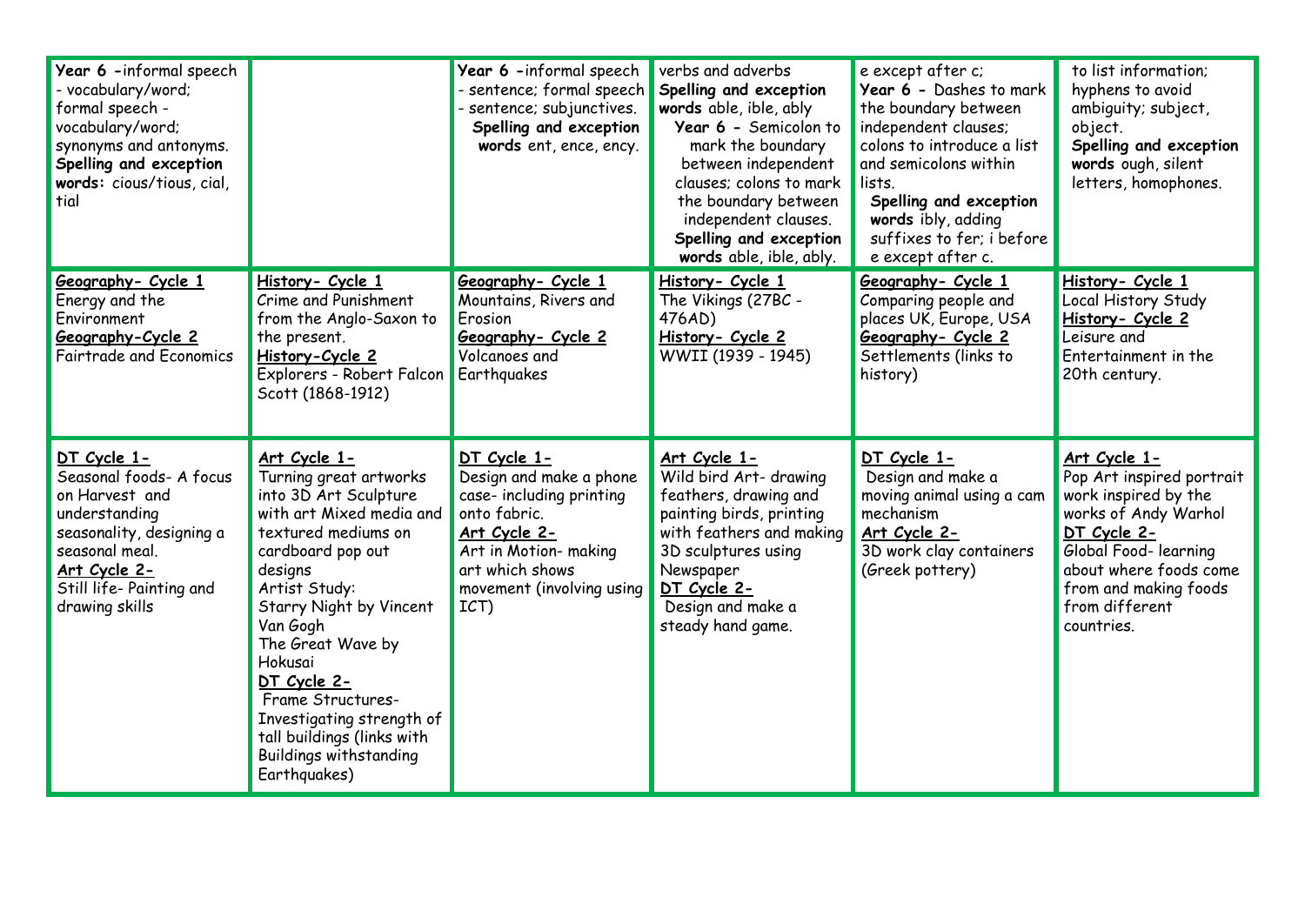| | | | | | |
|---|---|---|---|---|---|
| **Year 6** - informal speech - vocabulary/word; formal speech - vocabulary/word; synonyms and antonyms. **Spelling and exception words:** cious/tious, cial, tial | | **Year 6** - informal speech - sentence; formal speech - sentence; subjunctives. **Spelling and exception words** ent, ence, ency. | verbs and adverbs **Spelling and exception words** able, ible, ably **Year 6** - Semicolon to mark the boundary between independent clauses; colons to mark the boundary between independent clauses. **Spelling and exception words** able, ible, ably. | e except after c; **Year 6** - Dashes to mark the boundary between independent clauses; colons to introduce a list and semicolons within lists. **Spelling and exception words** ibly, adding suffixes to fer; i before e except after c. | to list information; hyphens to avoid ambiguity; subject, object. **Spelling and exception words** ough, silent letters, homophones. |
| <u>Geography- Cycle 1</u> Energy and the Environment <u>Geography-Cycle 2</u> Fairtrade and Economics | <u>History- Cycle 1</u> Crime and Punishment from the Anglo-Saxon to the present. <u>History-Cycle 2</u> Explorers - Robert Falcon Scott (1868-1912) | <u>Geography- Cycle 1</u> Mountains, Rivers and Erosion <u>Geography- Cycle 2</u> Volcanoes and Earthquakes | <u>History- Cycle 1</u> The Vikings (27BC - 476AD) <u>History- Cycle 2</u> WWII (1939 - 1945) | <u>Geography- Cycle 1</u> Comparing people and places UK, Europe, USA <u>Geography- Cycle 2</u> Settlements (links to history) | <u>History- Cycle 1</u> Local History Study <u>History- Cycle 2</u> Leisure and Entertainment in the 20th century. |
| <u>DT Cycle 1-</u> Seasonal foods- A focus on Harvest and understanding seasonality, designing a seasonal meal. <u>Art Cycle 2-</u> Still life- Painting and drawing skills | <u>Art Cycle 1-</u> Turning great artworks into 3D Art Sculpture with art Mixed media and textured mediums on cardboard pop out designs Artist Study: Starry Night by Vincent Van Gogh The Great Wave by Hokusai <u>DT Cycle 2-</u> Frame Structures- Investigating strength of tall buildings (links with Buildings withstanding Earthquakes) | <u>DT Cycle 1-</u> Design and make a phone case- including printing onto fabric. <u>Art Cycle 2-</u> Art in Motion- making art which shows movement (involving using ICT) | <u>Art Cycle 1-</u> Wild bird Art- drawing feathers, drawing and painting birds, printing with feathers and making 3D sculptures using Newspaper <u>DT Cycle 2-</u> Design and make a steady hand game. | <u>DT Cycle 1-</u> Design and make a moving animal using a cam mechanism <u>Art Cycle 2-</u> 3D work clay containers (Greek pottery) | <u>Art Cycle 1-</u> Pop Art inspired portrait work inspired by the works of Andy Warhol <u>DT Cycle 2-</u> Global Food- learning about where foods come from and making foods from different countries. |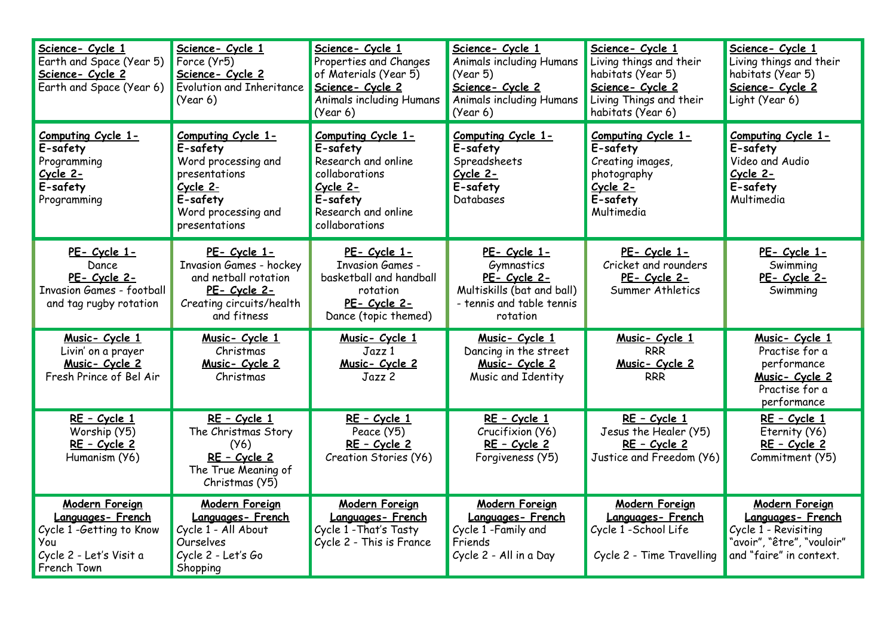| | | | | | |
|---|---|---|---|---|---|
| **Science- Cycle 1**<br>Earth and Space (Year 5)<br>**Science- Cycle 2**<br>Earth and Space (Year 6) | **Science- Cycle 1**<br>Force (Yr5)<br>**Science- Cycle 2**<br>Evolution and Inheritance (Year 6) | **Science- Cycle 1**<br>Properties and Changes of Materials (Year 5)<br>**Science- Cycle 2**<br>Animals including Humans (Year 6) | **Science- Cycle 1**<br>Animals including Humans (Year 5)<br>**Science- Cycle 2**<br>Animals including Humans (Year 6) | **Science- Cycle 1**<br>Living things and their habitats (Year 5)<br>**Science- Cycle 2**<br>Living Things and their habitats (Year 6) | **Science- Cycle 1**<br>Living things and their habitats (Year 5)<br>**Science- Cycle 2**<br>Light (Year 6) |
| **Computing Cycle 1-**<br>**E-safety**<br>Programming<br>**Cycle 2-**<br>**E-safety**<br>Programming | **Computing Cycle 1-**<br>**E-safety**<br>Word processing and presentations<br>**Cycle 2-**<br>**E-safety**<br>Word processing and presentations | **Computing Cycle 1-**<br>**E-safety**<br>Research and online collaborations<br>**Cycle 2-**<br>**E-safety**<br>Research and online collaborations | **Computing Cycle 1-**<br>**E-safety**<br>Spreadsheets<br>**Cycle 2-**<br>**E-safety**<br>Databases | **Computing Cycle 1-**<br>**E-safety**<br>Creating images, photography<br>**Cycle 2-**<br>**E-safety**<br>Multimedia | **Computing Cycle 1-**<br>**E-safety**<br>Video and Audio<br>**Cycle 2-**<br>**E-safety**<br>Multimedia |
| **PE- Cycle 1-**<br>Dance<br>**PE- Cycle 2-**<br>Invasion Games - football and tag rugby rotation | **PE- Cycle 1-**<br>Invasion Games - hockey and netball rotation<br>**PE- Cycle 2-**<br>Creating circuits/health and fitness | **PE- Cycle 1-**<br>Invasion Games - basketball and handball rotation<br>**PE- Cycle 2-**<br>Dance (topic themed) | **PE- Cycle 1-**<br>Gymnastics<br>**PE- Cycle 2-**<br>Multiskills (bat and ball) - tennis and table tennis rotation | **PE- Cycle 1-**<br>Cricket and rounders<br>**PE- Cycle 2-**<br>Summer Athletics | **PE- Cycle 1-**<br>Swimming<br>**PE- Cycle 2-**<br>Swimming |
| **Music- Cycle 1**<br>Livin' on a prayer<br>**Music- Cycle 2**<br>Fresh Prince of Bel Air | **Music- Cycle 1**<br>Christmas<br>**Music- Cycle 2**<br>Christmas | **Music- Cycle 1**<br>Jazz 1<br>**Music- Cycle 2**<br>Jazz 2 | **Music- Cycle 1**<br>Dancing in the street<br>**Music- Cycle 2**<br>Music and Identity | **Music- Cycle 1**<br>RRR<br>**Music- Cycle 2**<br>RRR | **Music- Cycle 1**<br>Practise for a performance<br>**Music- Cycle 2**<br>Practise for a performance |
| **RE – Cycle 1**<br>Worship (Y5)<br>**RE – Cycle 2**<br>Humanism (Y6) | **RE – Cycle 1**<br>The Christmas Story (Y6)<br>**RE – Cycle 2**<br>The True Meaning of Christmas (Y5) | **RE – Cycle 1**<br>Peace (Y5)<br>**RE – Cycle 2**<br>Creation Stories (Y6) | **RE – Cycle 1**<br>Crucifixion (Y6)<br>**RE – Cycle 2**<br>Forgiveness (Y5) | **RE – Cycle 1**<br>Jesus the Healer (Y5)<br>**RE – Cycle 2**<br>Justice and Freedom (Y6) | **RE – Cycle 1**<br>Eternity (Y6)<br>**RE – Cycle 2**<br>Commitment (Y5) |
| **Modern Foreign Languages- French**<br>Cycle 1 -Getting to Know You<br>Cycle 2 - Let's Visit a French Town | **Modern Foreign Languages- French**<br>Cycle 1 - All About Ourselves<br>Cycle 2 - Let's Go Shopping | **Modern Foreign Languages- French**<br>Cycle 1 -That's Tasty<br>Cycle 2 - This is France | **Modern Foreign Languages- French**<br>Cycle 1 -Family and Friends<br>Cycle 2 - All in a Day | **Modern Foreign Languages- French**<br>Cycle 1 -School Life<br>Cycle 2 - Time Travelling | **Modern Foreign Languages- French**<br>Cycle 1 - Revisiting "avoir", "être", "vouloir" and "faire" in context. |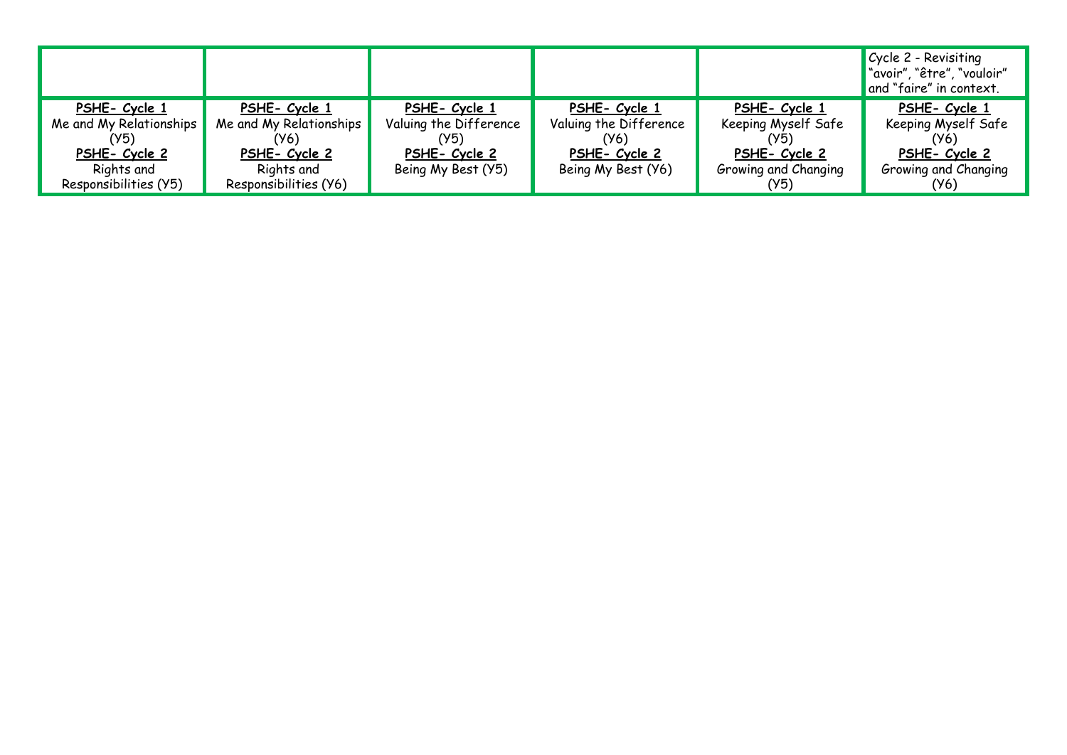| | | | | | |
|---|---|---|---|---|---|
| | | | | | Cycle 2 - Revisiting "avoir", "être", "vouloir" and "faire" in context. |
| <u>**PSHE- Cycle 1**</u> Me and My Relationships (Y5) <u>**PSHE- Cycle 2**</u> Rights and Responsibilities (Y5) | <u>**PSHE- Cycle 1**</u> Me and My Relationships (Y6) <u>**PSHE- Cycle 2**</u> Rights and Responsibilities (Y6) | <u>**PSHE- Cycle 1**</u> Valuing the Difference (Y5) <u>**PSHE- Cycle 2**</u> Being My Best (Y5) | <u>**PSHE- Cycle 1**</u> Valuing the Difference (Y6) <u>**PSHE- Cycle 2**</u> Being My Best (Y6) | <u>**PSHE- Cycle 1**</u> Keeping Myself Safe (Y5) <u>**PSHE- Cycle 2**</u> Growing and Changing (Y5) | <u>**PSHE- Cycle 1**</u> Keeping Myself Safe (Y6) <u>**PSHE- Cycle 2**</u> Growing and Changing (Y6) |